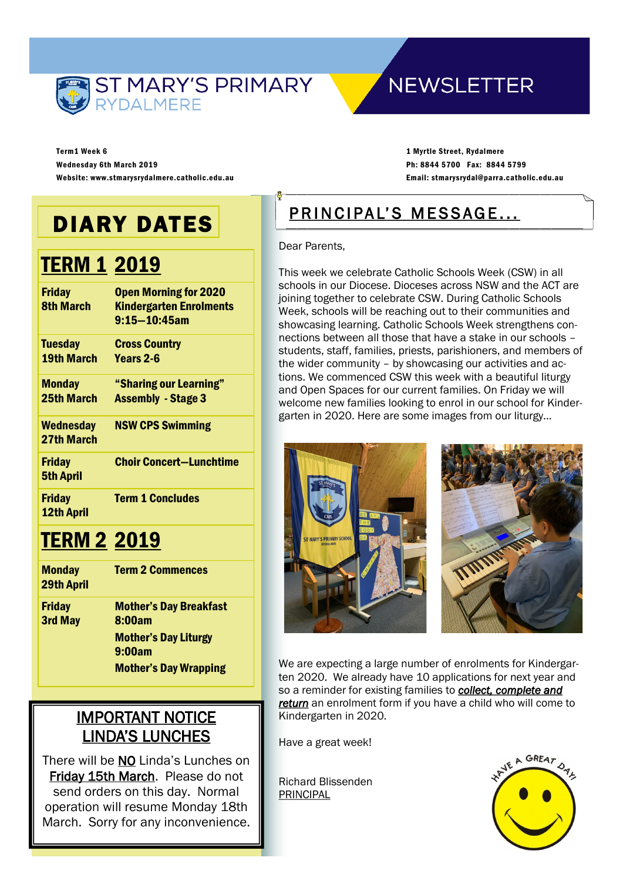# ST MARY'S PRIMARY RYDALMERE

# NEWSLETTER

Term1 Week 6
Wednesday 6th March 2019
Website: www.stmarysrydalmere.catholic.edu.au

1 Myrtle Street, Rydalmere
Ph: 8844 5700 Fax: 8844 5799
Email: stmarysrydal@parra.catholic.edu.au

## DIARY DATES

### TERM 1 2019

| | |
|---|---|
| **Friday 8th March** | **Open Morning for 2020 Kindergarten Enrolments 9:15—10:45am** |
| **Tuesday 19th March** | **Cross Country Years 2-6** |
| **Monday 25th March** | **"Sharing our Learning" Assembly - Stage 3** |
| **Wednesday 27th March** | **NSW CPS Swimming** |
| **Friday 5th April** | **Choir Concert—Lunchtime** |
| **Friday 12th April** | **Term 1 Concludes** |

### TERM 2 2019

| | |
|---|---|
| **Monday 29th April** | **Term 2 Commences** |
| **Friday 3rd May** | **Mother's Day Breakfast 8:00am**<br>**Mother's Day Liturgy 9:00am**<br>**Mother's Day Wrapping** |

### IMPORTANT NOTICE LINDA'S LUNCHES

There will be NO Linda's Lunches on Friday 15th March. Please do not send orders on this day. Normal operation will resume Monday 18th March. Sorry for any inconvenience.

## PRINCIPAL'S MESSAGE...

Dear Parents,

This week we celebrate Catholic Schools Week (CSW) in all schools in our Diocese. Dioceses across NSW and the ACT are joining together to celebrate CSW. During Catholic Schools Week, schools will be reaching out to their communities and showcasing learning. Catholic Schools Week strengthens connections between all those that have a stake in our schools – students, staff, families, priests, parishioners, and members of the wider community – by showcasing our activities and actions. We commenced CSW this week with a beautiful liturgy and Open Spaces for our current families. On Friday we will welcome new families looking to enrol in our school for Kindergarten in 2020. Here are some images from our liturgy...

We are expecting a large number of enrolments for Kindergarten 2020. We already have 10 applications for next year and so a reminder for existing families to ***collect, complete and return*** an enrolment form if you have a child who will come to Kindergarten in 2020.

Have a great week!

Richard Blissenden
PRINCIPAL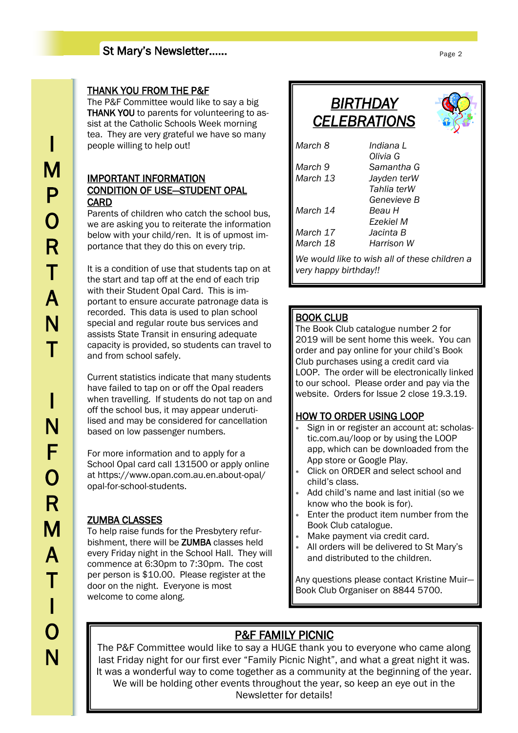**IMPORTANT INFORMATION**

## THANK YOU FROM THE P&F

The P&F Committee would like to say a big **THANK YOU** to parents for volunteering to assist at the Catholic Schools Week morning tea. They are very grateful we have so many people willing to help out!

## IMPORTANT INFORMATION CONDITION OF USE—STUDENT OPAL CARD

Parents of children who catch the school bus, we are asking you to reiterate the information below with your child/ren. It is of upmost importance that they do this on every trip.

It is a condition of use that students tap on at the start and tap off at the end of each trip with their Student Opal Card. This is important to ensure accurate patronage data is recorded. This data is used to plan school special and regular route bus services and assists State Transit in ensuring adequate capacity is provided, so students can travel to and from school safely.

Current statistics indicate that many students have failed to tap on or off the Opal readers when travelling. If students do not tap on and off the school bus, it may appear underutilised and may be considered for cancellation based on low passenger numbers.

For more information and to apply for a School Opal card call 131500 or apply online at https://www.opan.com.au.en.about-opal/opal-for-school-students.

## ZUMBA CLASSES

To help raise funds for the Presbytery refurbishment, there will be **ZUMBA** classes held every Friday night in the School Hall. They will commence at 6:30pm to 7:30pm. The cost per person is $10.00. Please register at the door on the night. Everyone is most welcome to come along.

## *BIRTHDAY CELEBRATIONS*

| | |
|---|---|
| *March 8* | *Indiana L* |
| | *Olivia G* |
| *March 9* | *Samantha G* |
| *March 13* | *Jayden terW* |
| | *Tahlia terW* |
| | *Genevieve B* |
| *March 14* | *Beau H* |
| | *Ezekiel M* |
| *March 17* | *Jacinta B* |
| *March 18* | *Harrison W* |

*We would like to wish all of these children a very happy birthday!!*

## BOOK CLUB

The Book Club catalogue number 2 for 2019 will be sent home this week. You can order and pay online for your child's Book Club purchases using a credit card via LOOP. The order will be electronically linked to our school. Please order and pay via the website. Orders for Issue 2 close 19.3.19.

## HOW TO ORDER USING LOOP

- Sign in or register an account at: scholastic.com.au/loop or by using the LOOP app, which can be downloaded from the App store or Google Play.
- Click on ORDER and select school and child's class.
- Add child's name and last initial (so we know who the book is for).
- Enter the product item number from the Book Club catalogue.
- Make payment via credit card.
- All orders will be delivered to St Mary's and distributed to the children.

Any questions please contact Kristine Muir—Book Club Organiser on 8844 5700.

## P&F FAMILY PICNIC

The P&F Committee would like to say a HUGE thank you to everyone who came along last Friday night for our first ever "Family Picnic Night", and what a great night it was. It was a wonderful way to come together as a community at the beginning of the year. We will be holding other events throughout the year, so keep an eye out in the Newsletter for details!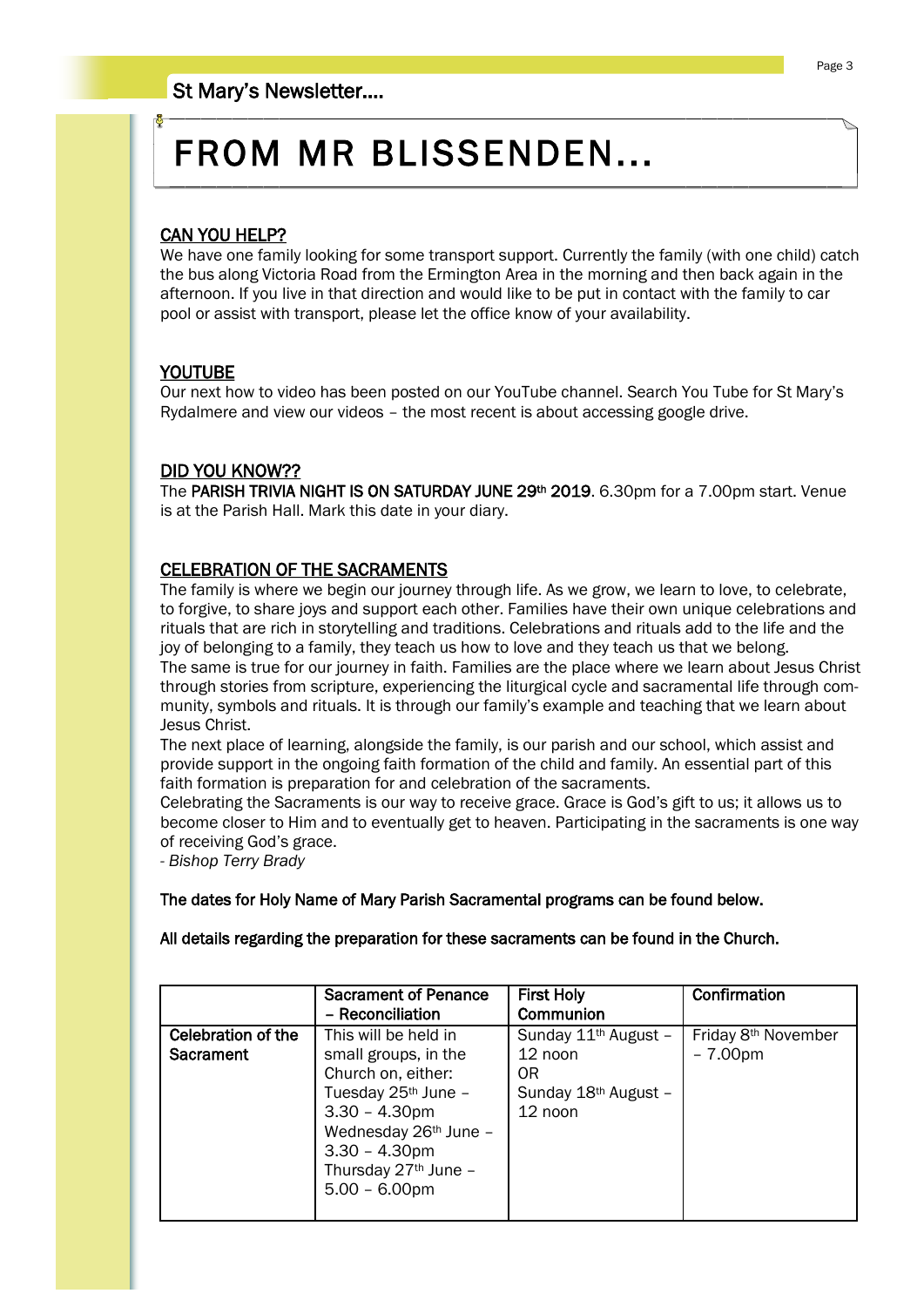# FROM MR BLISSENDEN...

## CAN YOU HELP?

We have one family looking for some transport support. Currently the family (with one child) catch the bus along Victoria Road from the Ermington Area in the morning and then back again in the afternoon. If you live in that direction and would like to be put in contact with the family to car pool or assist with transport, please let the office know of your availability.

## YOUTUBE

Our next how to video has been posted on our YouTube channel. Search You Tube for St Mary's Rydalmere and view our videos – the most recent is about accessing google drive.

## DID YOU KNOW??

The **PARISH TRIVIA NIGHT IS ON SATURDAY JUNE 29th 2019**. 6.30pm for a 7.00pm start. Venue is at the Parish Hall. Mark this date in your diary.

## CELEBRATION OF THE SACRAMENTS

The family is where we begin our journey through life. As we grow, we learn to love, to celebrate, to forgive, to share joys and support each other. Families have their own unique celebrations and rituals that are rich in storytelling and traditions. Celebrations and rituals add to the life and the joy of belonging to a family, they teach us how to love and they teach us that we belong.

The same is true for our journey in faith. Families are the place where we learn about Jesus Christ through stories from scripture, experiencing the liturgical cycle and sacramental life through community, symbols and rituals. It is through our family's example and teaching that we learn about Jesus Christ.

The next place of learning, alongside the family, is our parish and our school, which assist and provide support in the ongoing faith formation of the child and family. An essential part of this faith formation is preparation for and celebration of the sacraments.

Celebrating the Sacraments is our way to receive grace. Grace is God's gift to us; it allows us to become closer to Him and to eventually get to heaven. Participating in the sacraments is one way of receiving God's grace.

*- Bishop Terry Brady*

**The dates for Holy Name of Mary Parish Sacramental programs can be found below.**

**All details regarding the preparation for these sacraments can be found in the Church.**

| | **Sacrament of Penance – Reconciliation** | **First Holy Communion** | **Confirmation** |
|---|---|---|---|
| **Celebration of the Sacrament** | This will be held in small groups, in the Church on, either: Tuesday 25th June – 3.30 – 4.30pm Wednesday 26th June – 3.30 – 4.30pm Thursday 27th June – 5.00 – 6.00pm | Sunday 11th August – 12 noon OR Sunday 18th August – 12 noon | Friday 8th November – 7.00pm |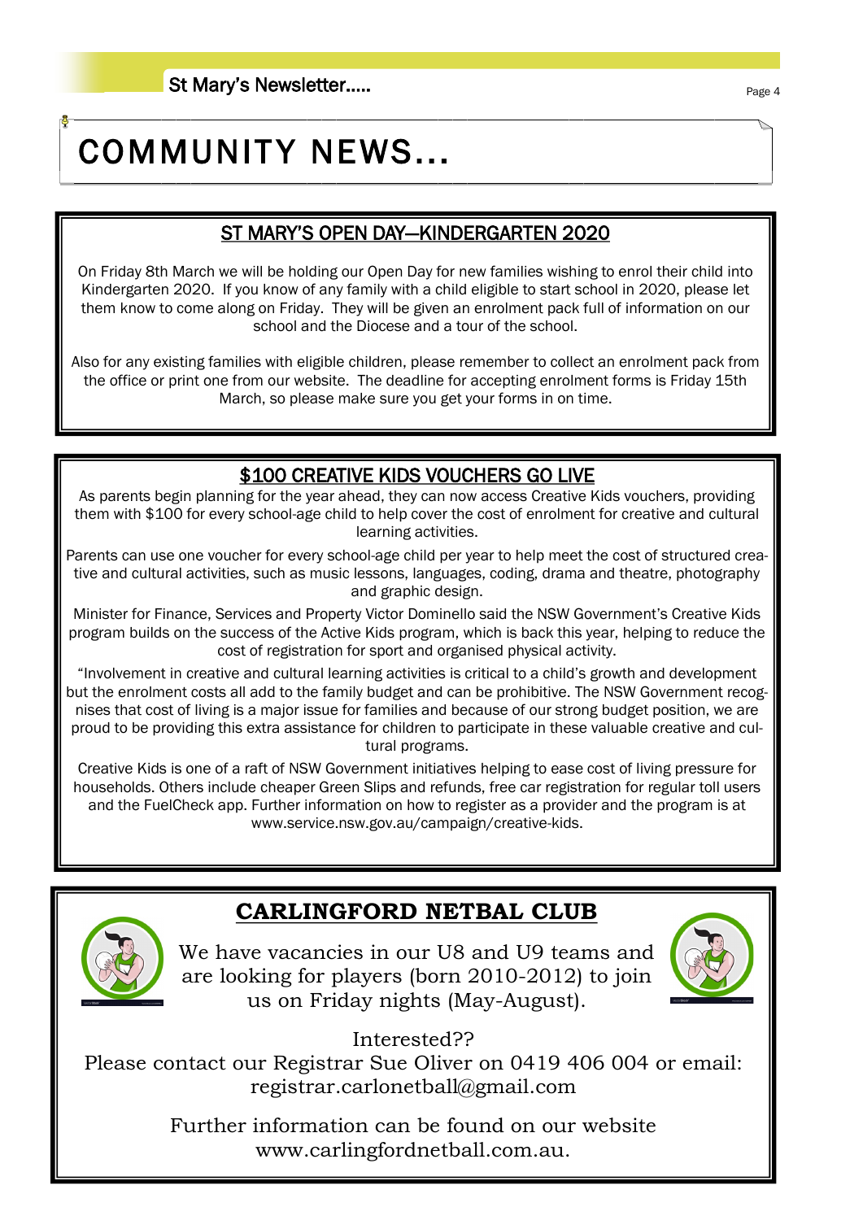# COMMUNITY NEWS...

## ST MARY'S OPEN DAY—KINDERGARTEN 2020

On Friday 8th March we will be holding our Open Day for new families wishing to enrol their child into Kindergarten 2020. If you know of any family with a child eligible to start school in 2020, please let them know to come along on Friday. They will be given an enrolment pack full of information on our school and the Diocese and a tour of the school.

Also for any existing families with eligible children, please remember to collect an enrolment pack from the office or print one from our website. The deadline for accepting enrolment forms is Friday 15th March, so please make sure you get your forms in on time.

## $100 CREATIVE KIDS VOUCHERS GO LIVE

As parents begin planning for the year ahead, they can now access Creative Kids vouchers, providing them with $100 for every school-age child to help cover the cost of enrolment for creative and cultural learning activities.

Parents can use one voucher for every school-age child per year to help meet the cost of structured creative and cultural activities, such as music lessons, languages, coding, drama and theatre, photography and graphic design.

Minister for Finance, Services and Property Victor Dominello said the NSW Government's Creative Kids program builds on the success of the Active Kids program, which is back this year, helping to reduce the cost of registration for sport and organised physical activity.

"Involvement in creative and cultural learning activities is critical to a child's growth and development but the enrolment costs all add to the family budget and can be prohibitive. The NSW Government recognises that cost of living is a major issue for families and because of our strong budget position, we are proud to be providing this extra assistance for children to participate in these valuable creative and cultural programs.

Creative Kids is one of a raft of NSW Government initiatives helping to ease cost of living pressure for households. Others include cheaper Green Slips and refunds, free car registration for regular toll users and the FuelCheck app. Further information on how to register as a provider and the program is at www.service.nsw.gov.au/campaign/creative-kids.

## CARLINGFORD NETBAL CLUB

We have vacancies in our U8 and U9 teams and are looking for players (born 2010-2012) to join us on Friday nights (May-August).

Interested??

Please contact our Registrar Sue Oliver on 0419 406 004 or email: registrar.carlonetball@gmail.com

Further information can be found on our website www.carlingfordnetball.com.au.